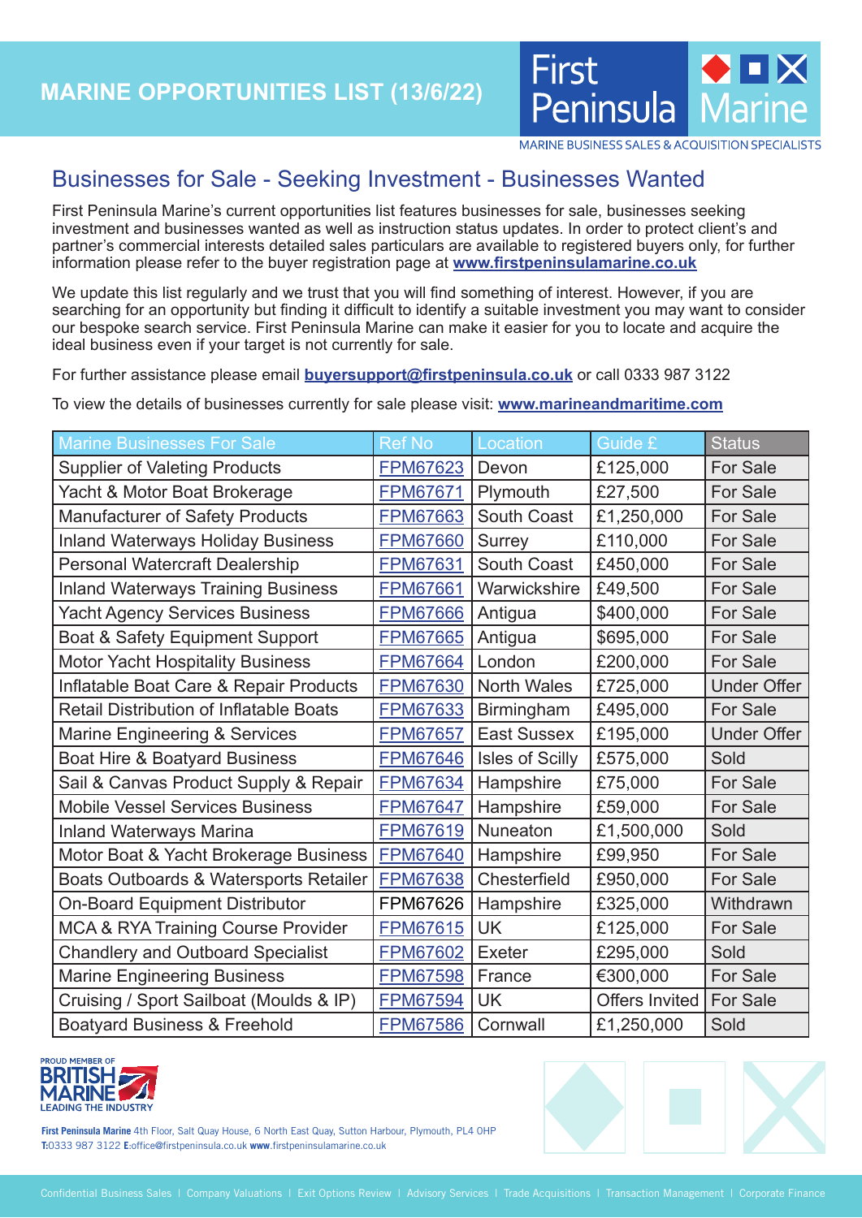# MARINE OPPORTUNITIES LIST (13/6/22)

First Peninsula Marine

MARINE BUSINESS SALES & ACQUISITION SPECIALISTS

## Businesses for Sale - Seeking Investment - Businesses Wanted

First Peninsula Marine's current opportunities list features businesses for sale, businesses seeking investment and businesses wanted as well as instruction status updates. In order to protect client's and partner's commercial interests detailed sales particulars are available to registered buyers only, for further information please refer to the buyer registration page at **www.firstpeninsulamarine.co.uk**

We update this list regularly and we trust that you will find something of interest. However, if you are searching for an opportunity but finding it difficult to identify a suitable investment you may want to consider our bespoke search service. First Peninsula Marine can make it easier for you to locate and acquire the ideal business even if your target is not currently for sale.

For further assistance please email **buyersupport@firstpeninsula.co.uk** or call 0333 987 3122

To view the details of businesses currently for sale please visit: **www.marineandmaritime.com**

| Marine Businesses For Sale | Ref No | Location | Guide £ | Status |
|---|---|---|---|---|
| Supplier of Valeting Products | FPM67623 | Devon | £125,000 | For Sale |
| Yacht & Motor Boat Brokerage | FPM67671 | Plymouth | £27,500 | For Sale |
| Manufacturer of Safety Products | FPM67663 | South Coast | £1,250,000 | For Sale |
| Inland Waterways Holiday Business | FPM67660 | Surrey | £110,000 | For Sale |
| Personal Watercraft Dealership | FPM67631 | South Coast | £450,000 | For Sale |
| Inland Waterways Training Business | FPM67661 | Warwickshire | £49,500 | For Sale |
| Yacht Agency Services Business | FPM67666 | Antigua | $400,000 | For Sale |
| Boat & Safety Equipment Support | FPM67665 | Antigua | $695,000 | For Sale |
| Motor Yacht Hospitality Business | FPM67664 | London | £200,000 | For Sale |
| Inflatable Boat Care & Repair Products | FPM67630 | North Wales | £725,000 | Under Offer |
| Retail Distribution of Inflatable Boats | FPM67633 | Birmingham | £495,000 | For Sale |
| Marine Engineering & Services | FPM67657 | East Sussex | £195,000 | Under Offer |
| Boat Hire & Boatyard Business | FPM67646 | Isles of Scilly | £575,000 | Sold |
| Sail & Canvas Product Supply & Repair | FPM67634 | Hampshire | £75,000 | For Sale |
| Mobile Vessel Services Business | FPM67647 | Hampshire | £59,000 | For Sale |
| Inland Waterways Marina | FPM67619 | Nuneaton | £1,500,000 | Sold |
| Motor Boat & Yacht Brokerage Business | FPM67640 | Hampshire | £99,950 | For Sale |
| Boats Outboards & Watersports Retailer | FPM67638 | Chesterfield | £950,000 | For Sale |
| On-Board Equipment Distributor | FPM67626 | Hampshire | £325,000 | Withdrawn |
| MCA & RYA Training Course Provider | FPM67615 | UK | £125,000 | For Sale |
| Chandlery and Outboard Specialist | FPM67602 | Exeter | £295,000 | Sold |
| Marine Engineering Business | FPM67598 | France | €300,000 | For Sale |
| Cruising / Sport Sailboat (Moulds & IP) | FPM67594 | UK | Offers Invited | For Sale |
| Boatyard Business & Freehold | FPM67586 | Cornwall | £1,250,000 | Sold |

PROUD MEMBER OF BRITISH MARINE LEADING THE INDUSTRY

**First Peninsula Marine** 4th Floor, Salt Quay House, 6 North East Quay, Sutton Harbour, Plymouth, PL4 0HP
**T:**0333 987 3122 **E:**office@firstpeninsula.co.uk **www.**firstpeninsulamarine.co.uk

Confidential Business Sales | Company Valuations | Exit Options Review | Advisory Services | Trade Acquisitions | Transaction Management | Corporate Finance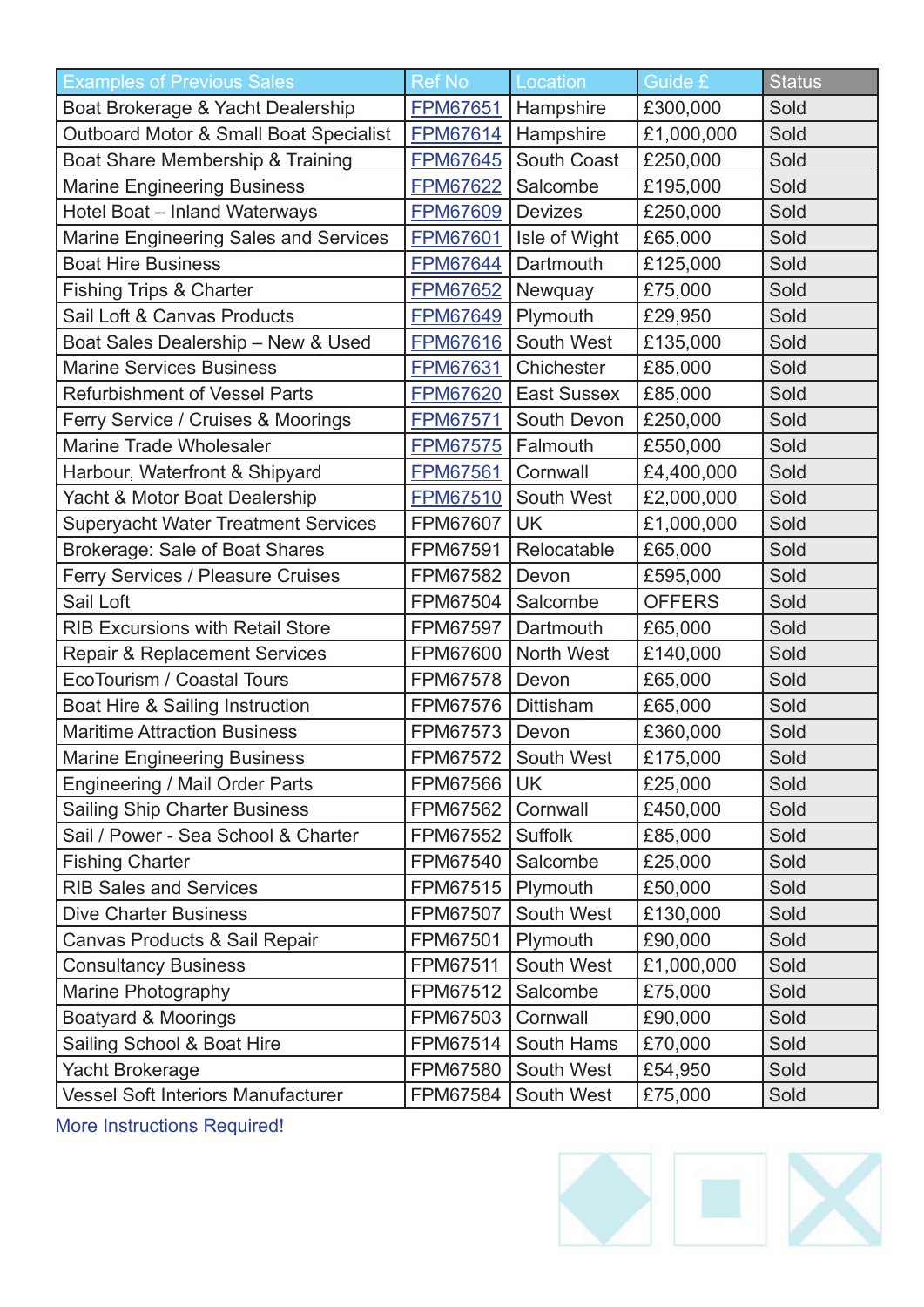| Examples of Previous Sales | Ref No | Location | Guide £ | Status |
|---|---|---|---|---|
| Boat Brokerage & Yacht Dealership | FPM67651 | Hampshire | £300,000 | Sold |
| Outboard Motor & Small Boat Specialist | FPM67614 | Hampshire | £1,000,000 | Sold |
| Boat Share Membership & Training | FPM67645 | South Coast | £250,000 | Sold |
| Marine Engineering Business | FPM67622 | Salcombe | £195,000 | Sold |
| Hotel Boat – Inland Waterways | FPM67609 | Devizes | £250,000 | Sold |
| Marine Engineering Sales and Services | FPM67601 | Isle of Wight | £65,000 | Sold |
| Boat Hire Business | FPM67644 | Dartmouth | £125,000 | Sold |
| Fishing Trips & Charter | FPM67652 | Newquay | £75,000 | Sold |
| Sail Loft & Canvas Products | FPM67649 | Plymouth | £29,950 | Sold |
| Boat Sales Dealership – New & Used | FPM67616 | South West | £135,000 | Sold |
| Marine Services Business | FPM67631 | Chichester | £85,000 | Sold |
| Refurbishment of Vessel Parts | FPM67620 | East Sussex | £85,000 | Sold |
| Ferry Service / Cruises & Moorings | FPM67571 | South Devon | £250,000 | Sold |
| Marine Trade Wholesaler | FPM67575 | Falmouth | £550,000 | Sold |
| Harbour, Waterfront & Shipyard | FPM67561 | Cornwall | £4,400,000 | Sold |
| Yacht & Motor Boat Dealership | FPM67510 | South West | £2,000,000 | Sold |
| Superyacht Water Treatment Services | FPM67607 | UK | £1,000,000 | Sold |
| Brokerage: Sale of Boat Shares | FPM67591 | Relocatable | £65,000 | Sold |
| Ferry Services / Pleasure Cruises | FPM67582 | Devon | £595,000 | Sold |
| Sail Loft | FPM67504 | Salcombe | OFFERS | Sold |
| RIB Excursions with Retail Store | FPM67597 | Dartmouth | £65,000 | Sold |
| Repair & Replacement Services | FPM67600 | North West | £140,000 | Sold |
| EcoTourism / Coastal Tours | FPM67578 | Devon | £65,000 | Sold |
| Boat Hire & Sailing Instruction | FPM67576 | Dittisham | £65,000 | Sold |
| Maritime Attraction Business | FPM67573 | Devon | £360,000 | Sold |
| Marine Engineering Business | FPM67572 | South West | £175,000 | Sold |
| Engineering / Mail Order Parts | FPM67566 | UK | £25,000 | Sold |
| Sailing Ship Charter Business | FPM67562 | Cornwall | £450,000 | Sold |
| Sail / Power - Sea School & Charter | FPM67552 | Suffolk | £85,000 | Sold |
| Fishing Charter | FPM67540 | Salcombe | £25,000 | Sold |
| RIB Sales and Services | FPM67515 | Plymouth | £50,000 | Sold |
| Dive Charter Business | FPM67507 | South West | £130,000 | Sold |
| Canvas Products & Sail Repair | FPM67501 | Plymouth | £90,000 | Sold |
| Consultancy Business | FPM67511 | South West | £1,000,000 | Sold |
| Marine Photography | FPM67512 | Salcombe | £75,000 | Sold |
| Boatyard & Moorings | FPM67503 | Cornwall | £90,000 | Sold |
| Sailing School & Boat Hire | FPM67514 | South Hams | £70,000 | Sold |
| Yacht Brokerage | FPM67580 | South West | £54,950 | Sold |
| Vessel Soft Interiors Manufacturer | FPM67584 | South West | £75,000 | Sold |

More Instructions Required!